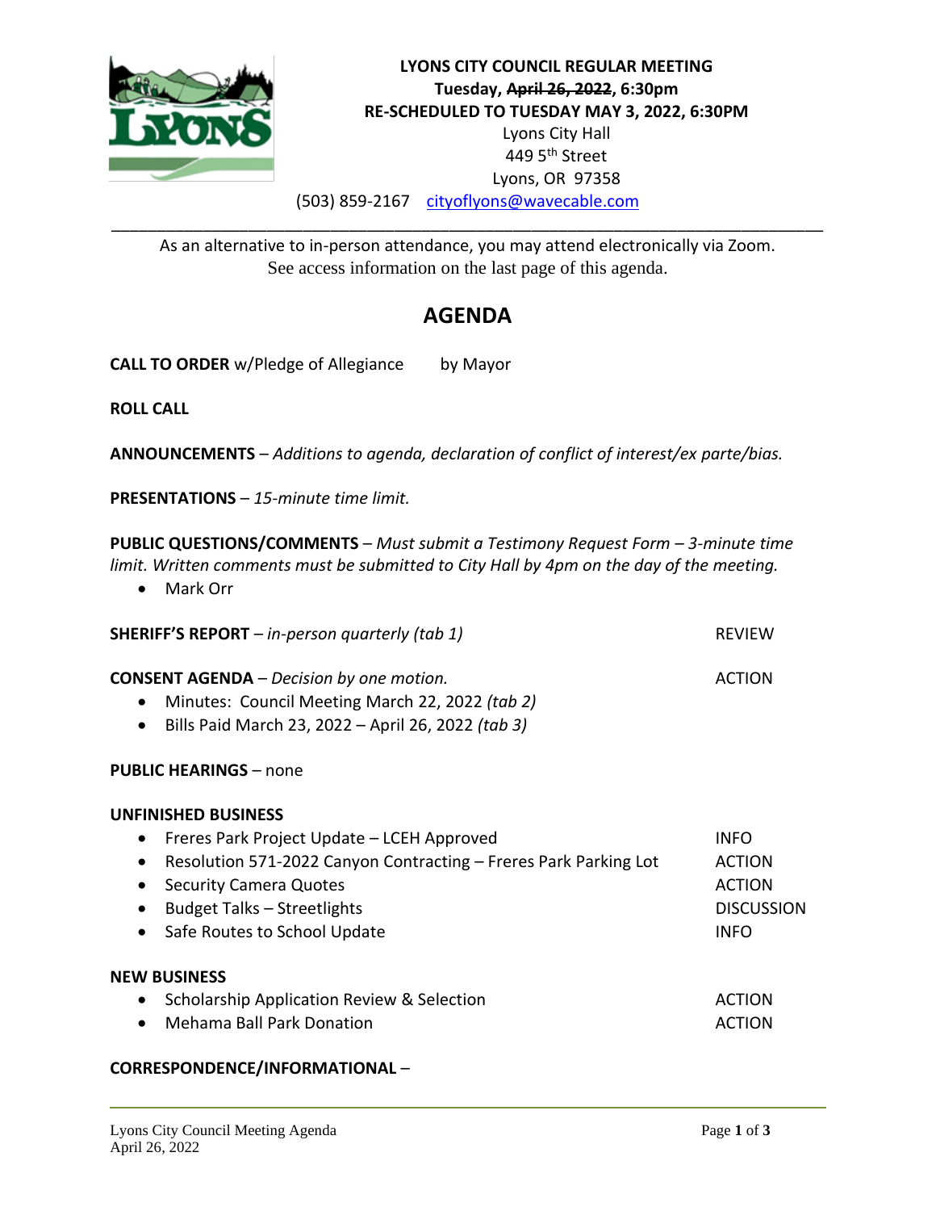**LYONS CITY COUNCIL REGULAR MEETING**
**Tuesday, ~~April 26, 2022~~, 6:30pm**
**RE-SCHEDULED TO TUESDAY MAY 3, 2022, 6:30PM**
Lyons City Hall
449 5th Street
Lyons, OR 97358
(503) 859-2167 cityoflyons@wavecable.com

---

As an alternative to in-person attendance, you may attend electronically via Zoom.
See access information on the last page of this agenda.

# AGENDA

**CALL TO ORDER** w/Pledge of Allegiance by Mayor

**ROLL CALL**

**ANNOUNCEMENTS** – *Additions to agenda, declaration of conflict of interest/ex parte/bias.*

**PRESENTATIONS** – *15-minute time limit.*

**PUBLIC QUESTIONS/COMMENTS** – *Must submit a Testimony Request Form – 3-minute time limit. Written comments must be submitted to City Hall by 4pm on the day of the meeting.*

- Mark Orr

**SHERIFF'S REPORT** – *in-person quarterly (tab 1)* REVIEW

**CONSENT AGENDA** – *Decision by one motion.* ACTION

- Minutes: Council Meeting March 22, 2022 *(tab 2)*
- Bills Paid March 23, 2022 – April 26, 2022 *(tab 3)*

**PUBLIC HEARINGS** – none

**UNFINISHED BUSINESS**

- Freres Park Project Update – LCEH Approved INFO
- Resolution 571-2022 Canyon Contracting – Freres Park Parking Lot ACTION
- Security Camera Quotes ACTION
- Budget Talks – Streetlights DISCUSSION
- Safe Routes to School Update INFO

**NEW BUSINESS**

- Scholarship Application Review & Selection ACTION
- Mehama Ball Park Donation ACTION

**CORRESPONDENCE/INFORMATIONAL** –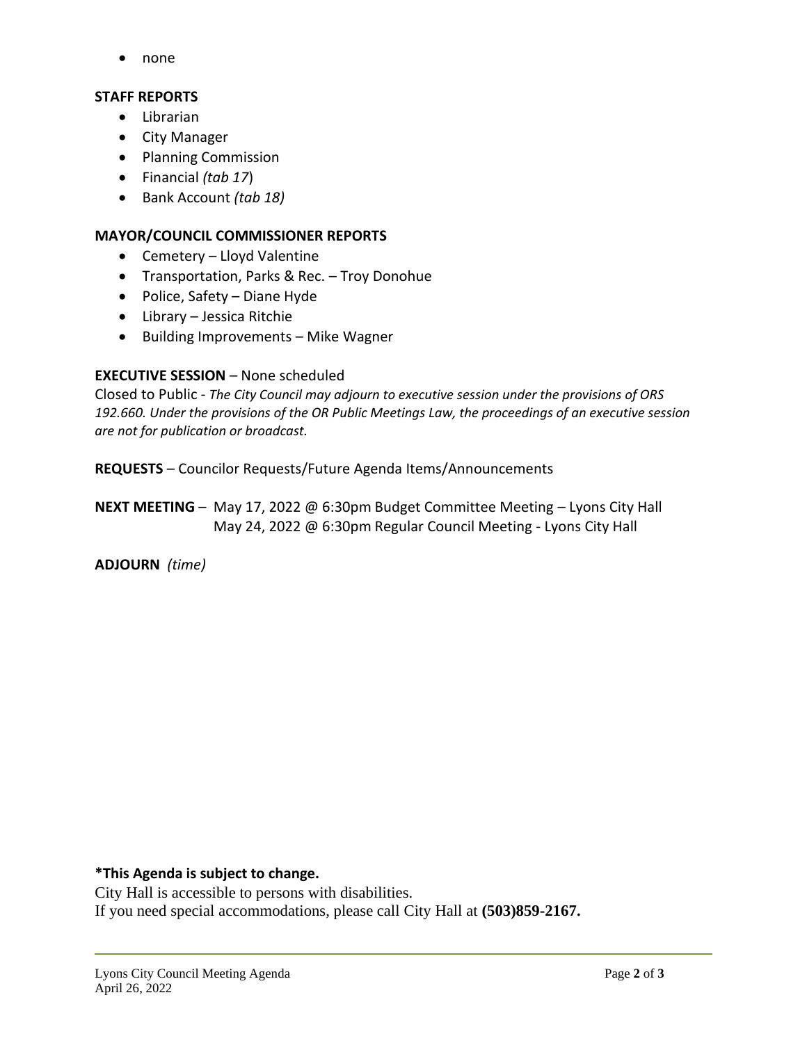- none

**STAFF REPORTS**

- Librarian
- City Manager
- Planning Commission
- Financial *(tab 17*)
- Bank Account *(tab 18)*

**MAYOR/COUNCIL COMMISSIONER REPORTS**

- Cemetery – Lloyd Valentine
- Transportation, Parks & Rec. – Troy Donohue
- Police, Safety – Diane Hyde
- Library – Jessica Ritchie
- Building Improvements – Mike Wagner

**EXECUTIVE SESSION** – None scheduled

Closed to Public - *The City Council may adjourn to executive session under the provisions of ORS 192.660. Under the provisions of the OR Public Meetings Law, the proceedings of an executive session are not for publication or broadcast.*

**REQUESTS** – Councilor Requests/Future Agenda Items/Announcements

**NEXT MEETING** – May 17, 2022 @ 6:30pm Budget Committee Meeting – Lyons City Hall
May 24, 2022 @ 6:30pm Regular Council Meeting - Lyons City Hall

**ADJOURN** *(time)*

**\*This Agenda is subject to change.**

City Hall is accessible to persons with disabilities.
If you need special accommodations, please call City Hall at **(503)859-2167.**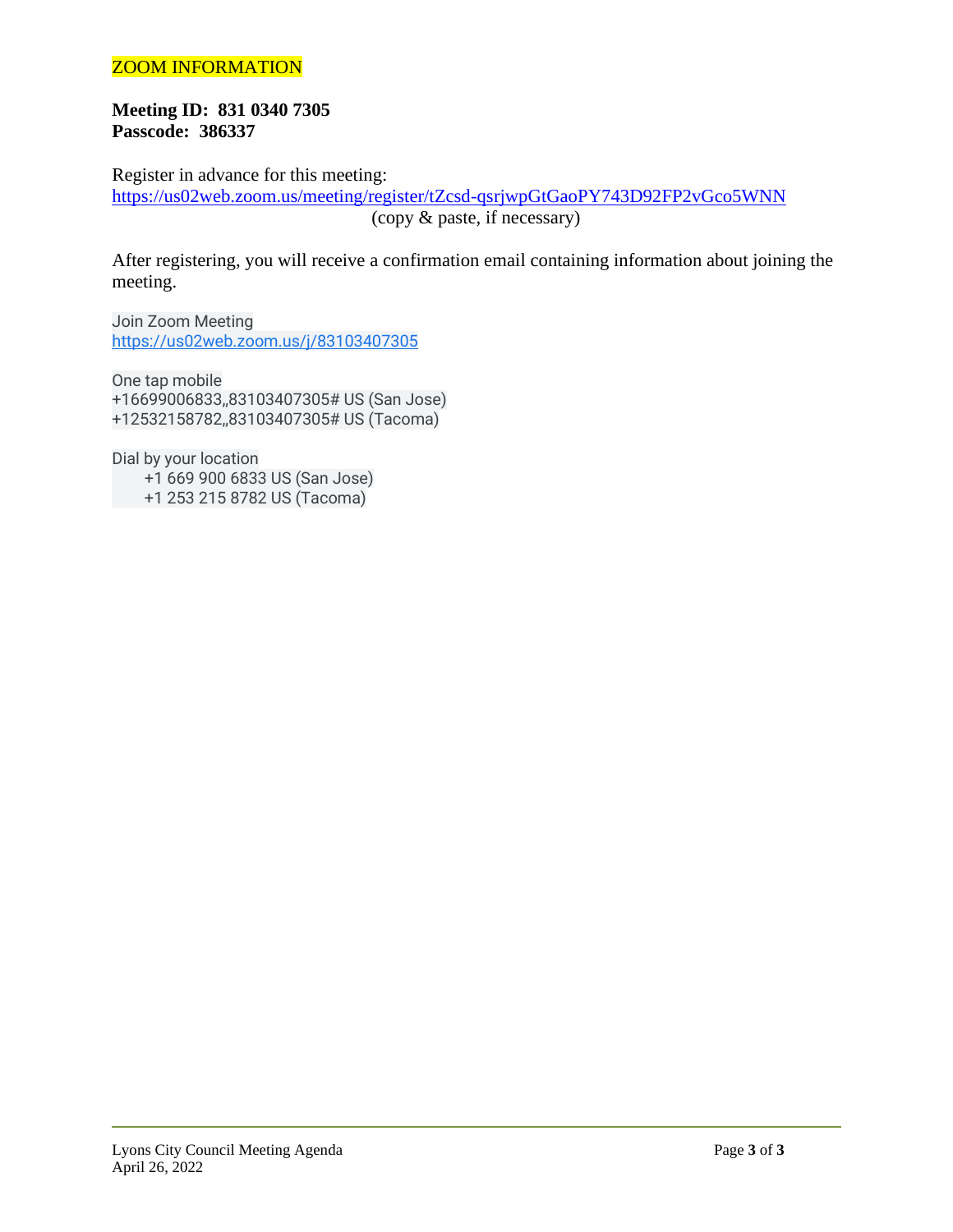ZOOM INFORMATION

**Meeting ID: 831 0340 7305**
**Passcode: 386337**

Register in advance for this meeting:
https://us02web.zoom.us/meeting/register/tZcsd-qsrjwpGtGaoPY743D92FP2vGco5WNN
(copy & paste, if necessary)

After registering, you will receive a confirmation email containing information about joining the meeting.

Join Zoom Meeting
https://us02web.zoom.us/j/83103407305

One tap mobile
+16699006833,,83103407305# US (San Jose)
+12532158782,,83103407305# US (Tacoma)

Dial by your location
+1 669 900 6833 US (San Jose)
+1 253 215 8782 US (Tacoma)